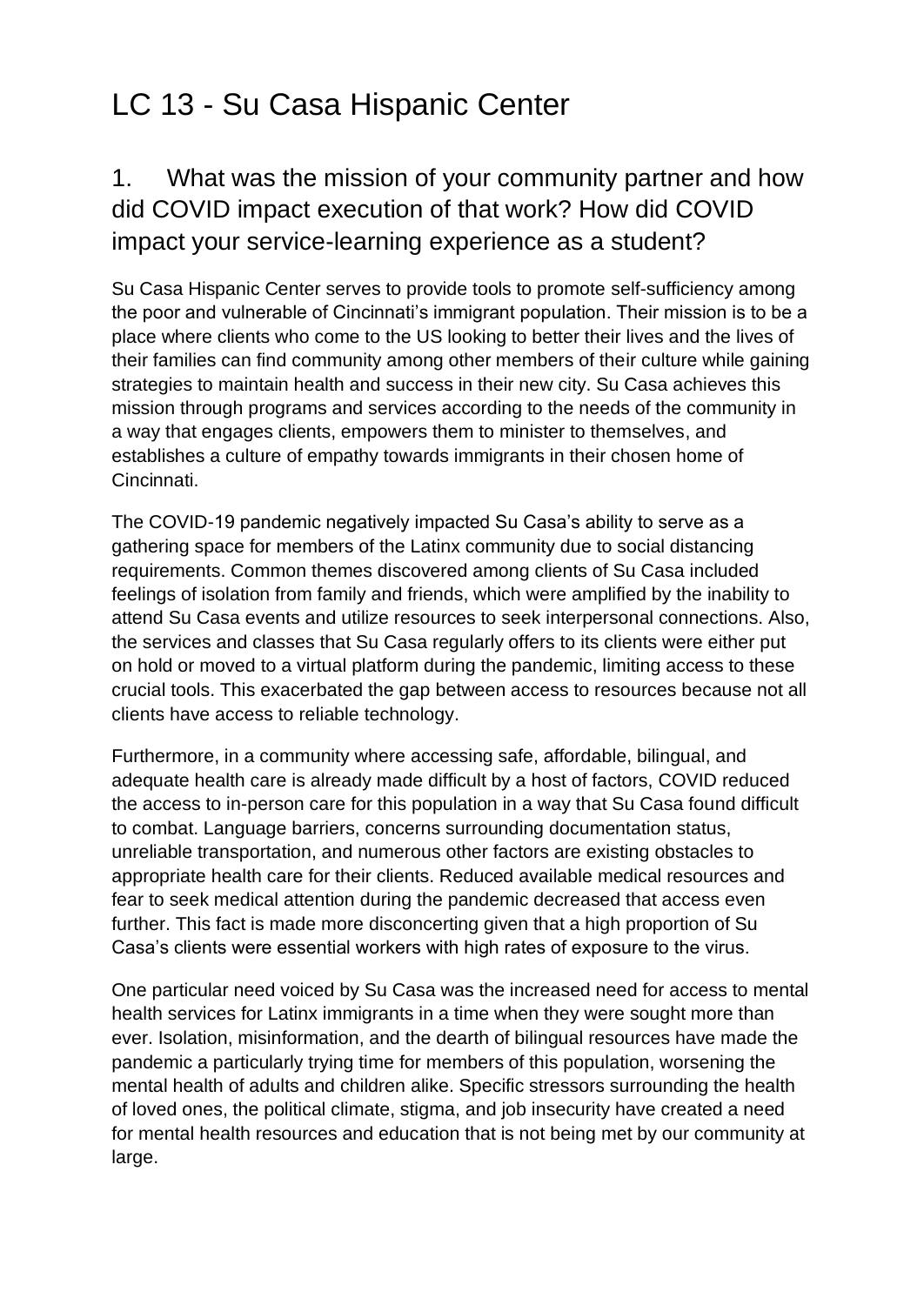# LC 13 - Su Casa Hispanic Center

## 1. What was the mission of your community partner and how did COVID impact execution of that work? How did COVID impact your service-learning experience as a student?

Su Casa Hispanic Center serves to provide tools to promote self-sufficiency among the poor and vulnerable of Cincinnati's immigrant population. Their mission is to be a place where clients who come to the US looking to better their lives and the lives of their families can find community among other members of their culture while gaining strategies to maintain health and success in their new city. Su Casa achieves this mission through programs and services according to the needs of the community in a way that engages clients, empowers them to minister to themselves, and establishes a culture of empathy towards immigrants in their chosen home of Cincinnati.

The COVID-19 pandemic negatively impacted Su Casa's ability to serve as a gathering space for members of the Latinx community due to social distancing requirements. Common themes discovered among clients of Su Casa included feelings of isolation from family and friends, which were amplified by the inability to attend Su Casa events and utilize resources to seek interpersonal connections. Also, the services and classes that Su Casa regularly offers to its clients were either put on hold or moved to a virtual platform during the pandemic, limiting access to these crucial tools. This exacerbated the gap between access to resources because not all clients have access to reliable technology.

Furthermore, in a community where accessing safe, affordable, bilingual, and adequate health care is already made difficult by a host of factors, COVID reduced the access to in-person care for this population in a way that Su Casa found difficult to combat. Language barriers, concerns surrounding documentation status, unreliable transportation, and numerous other factors are existing obstacles to appropriate health care for their clients. Reduced available medical resources and fear to seek medical attention during the pandemic decreased that access even further. This fact is made more disconcerting given that a high proportion of Su Casa's clients were essential workers with high rates of exposure to the virus.

One particular need voiced by Su Casa was the increased need for access to mental health services for Latinx immigrants in a time when they were sought more than ever. Isolation, misinformation, and the dearth of bilingual resources have made the pandemic a particularly trying time for members of this population, worsening the mental health of adults and children alike. Specific stressors surrounding the health of loved ones, the political climate, stigma, and job insecurity have created a need for mental health resources and education that is not being met by our community at large.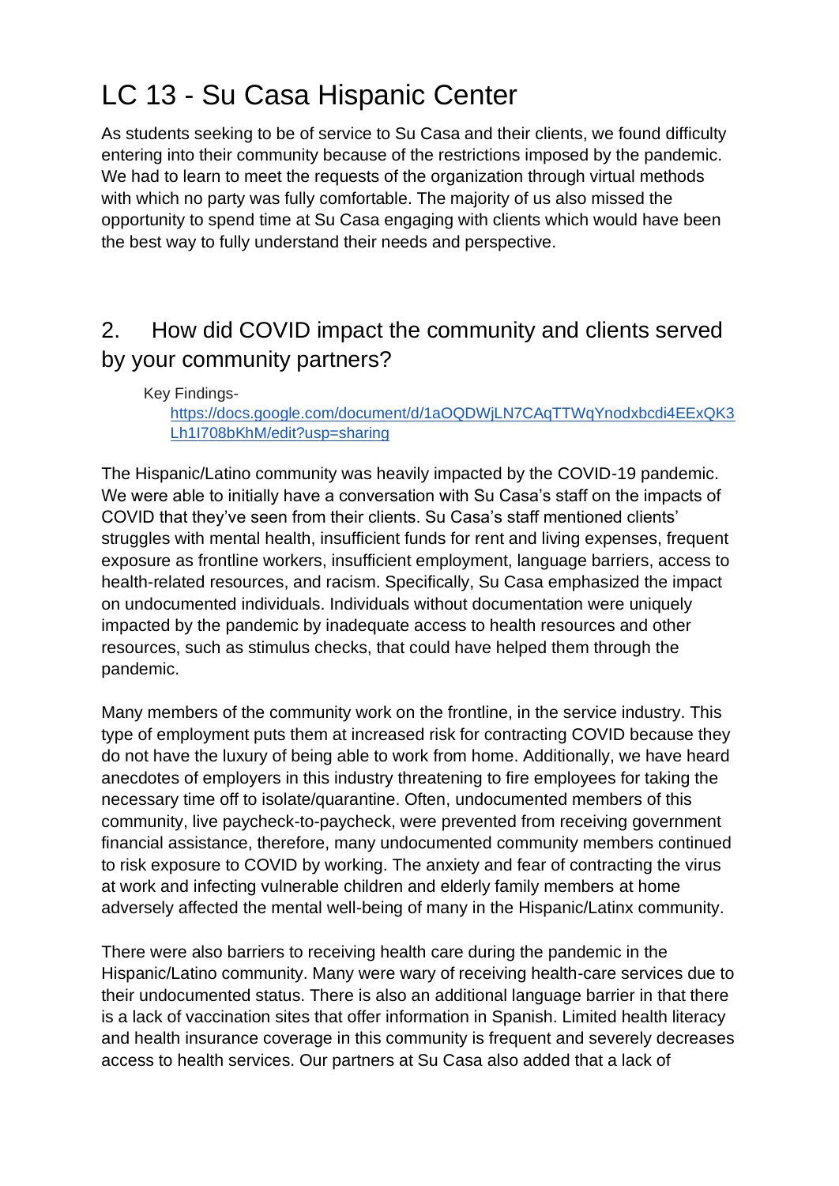# LC 13 - Su Casa Hispanic Center

As students seeking to be of service to Su Casa and their clients, we found difficulty entering into their community because of the restrictions imposed by the pandemic. We had to learn to meet the requests of the organization through virtual methods with which no party was fully comfortable. The majority of us also missed the opportunity to spend time at Su Casa engaging with clients which would have been the best way to fully understand their needs and perspective.

## 2. How did COVID impact the community and clients served by your community partners?

Key Findings- https://docs.google.com/document/d/1aOQDWjLN7CAqTTWqYnodxbcdi4EExQK3Lh1I708bKhM/edit?usp=sharing

The Hispanic/Latino community was heavily impacted by the COVID-19 pandemic. We were able to initially have a conversation with Su Casa's staff on the impacts of COVID that they've seen from their clients. Su Casa's staff mentioned clients' struggles with mental health, insufficient funds for rent and living expenses, frequent exposure as frontline workers, insufficient employment, language barriers, access to health-related resources, and racism. Specifically, Su Casa emphasized the impact on undocumented individuals. Individuals without documentation were uniquely impacted by the pandemic by inadequate access to health resources and other resources, such as stimulus checks, that could have helped them through the pandemic.

Many members of the community work on the frontline, in the service industry. This type of employment puts them at increased risk for contracting COVID because they do not have the luxury of being able to work from home. Additionally, we have heard anecdotes of employers in this industry threatening to fire employees for taking the necessary time off to isolate/quarantine. Often, undocumented members of this community, live paycheck-to-paycheck, were prevented from receiving government financial assistance, therefore, many undocumented community members continued to risk exposure to COVID by working. The anxiety and fear of contracting the virus at work and infecting vulnerable children and elderly family members at home adversely affected the mental well-being of many in the Hispanic/Latinx community.

There were also barriers to receiving health care during the pandemic in the Hispanic/Latino community. Many were wary of receiving health-care services due to their undocumented status. There is also an additional language barrier in that there is a lack of vaccination sites that offer information in Spanish. Limited health literacy and health insurance coverage in this community is frequent and severely decreases access to health services. Our partners at Su Casa also added that a lack of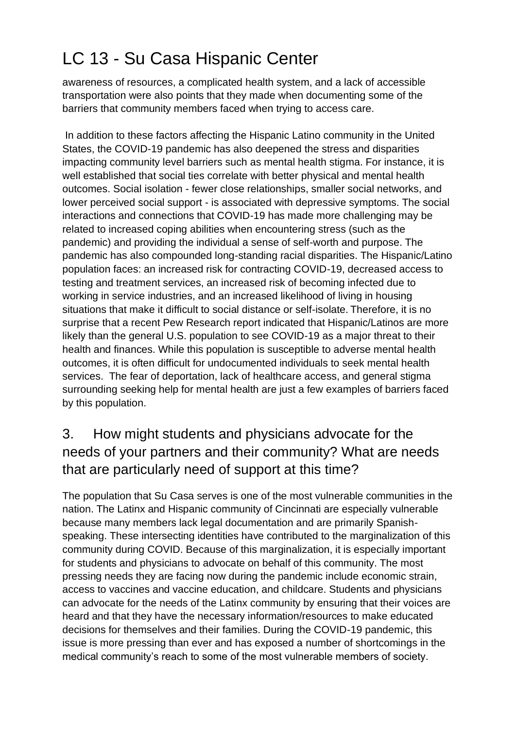# LC 13 - Su Casa Hispanic Center

awareness of resources, a complicated health system, and a lack of accessible transportation were also points that they made when documenting some of the barriers that community members faced when trying to access care.

In addition to these factors affecting the Hispanic Latino community in the United States, the COVID-19 pandemic has also deepened the stress and disparities impacting community level barriers such as mental health stigma. For instance, it is well established that social ties correlate with better physical and mental health outcomes. Social isolation - fewer close relationships, smaller social networks, and lower perceived social support - is associated with depressive symptoms. The social interactions and connections that COVID-19 has made more challenging may be related to increased coping abilities when encountering stress (such as the pandemic) and providing the individual a sense of self-worth and purpose. The pandemic has also compounded long-standing racial disparities. The Hispanic/Latino population faces: an increased risk for contracting COVID-19, decreased access to testing and treatment services, an increased risk of becoming infected due to working in service industries, and an increased likelihood of living in housing situations that make it difficult to social distance or self-isolate. Therefore, it is no surprise that a recent Pew Research report indicated that Hispanic/Latinos are more likely than the general U.S. population to see COVID-19 as a major threat to their health and finances. While this population is susceptible to adverse mental health outcomes, it is often difficult for undocumented individuals to seek mental health services. The fear of deportation, lack of healthcare access, and general stigma surrounding seeking help for mental health are just a few examples of barriers faced by this population.

## 3. How might students and physicians advocate for the needs of your partners and their community? What are needs that are particularly need of support at this time?

The population that Su Casa serves is one of the most vulnerable communities in the nation. The Latinx and Hispanic community of Cincinnati are especially vulnerable because many members lack legal documentation and are primarily Spanish-speaking. These intersecting identities have contributed to the marginalization of this community during COVID. Because of this marginalization, it is especially important for students and physicians to advocate on behalf of this community. The most pressing needs they are facing now during the pandemic include economic strain, access to vaccines and vaccine education, and childcare. Students and physicians can advocate for the needs of the Latinx community by ensuring that their voices are heard and that they have the necessary information/resources to make educated decisions for themselves and their families. During the COVID-19 pandemic, this issue is more pressing than ever and has exposed a number of shortcomings in the medical community's reach to some of the most vulnerable members of society.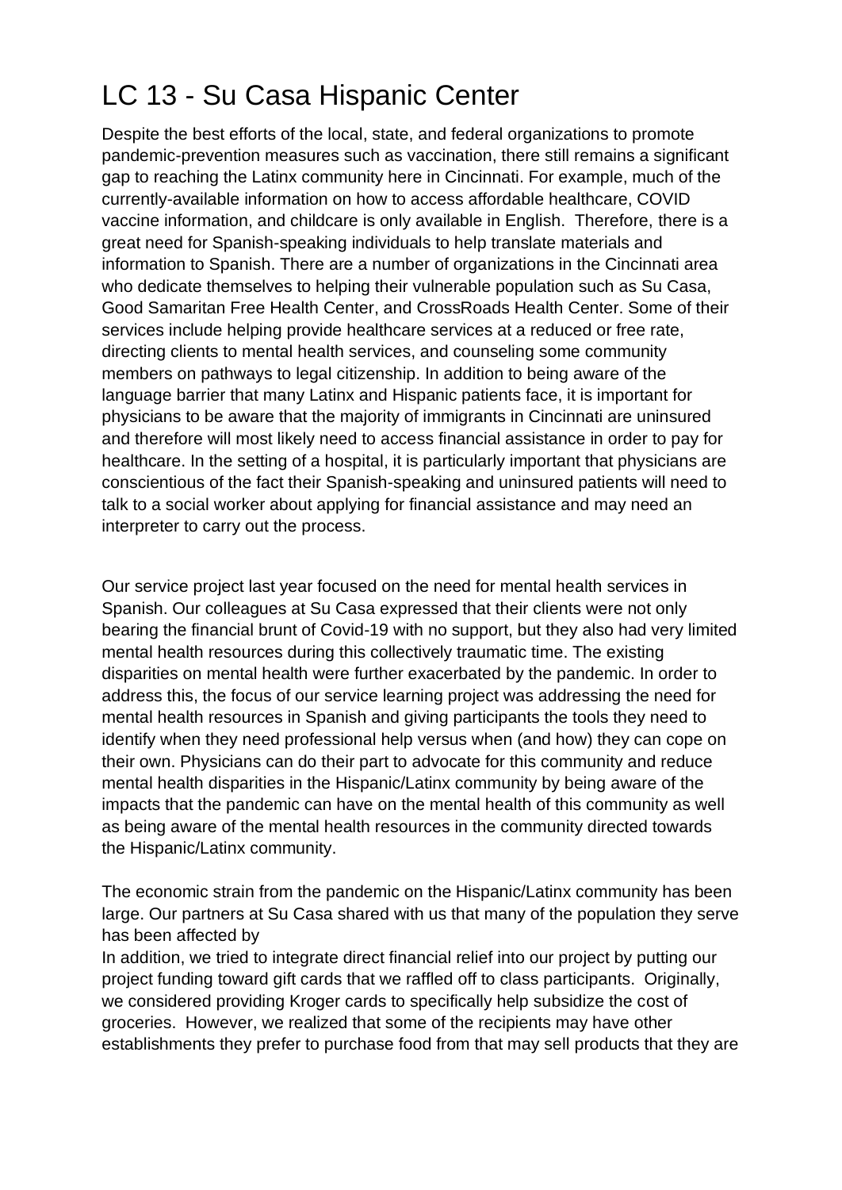# LC 13 - Su Casa Hispanic Center

Despite the best efforts of the local, state, and federal organizations to promote pandemic-prevention measures such as vaccination, there still remains a significant gap to reaching the Latinx community here in Cincinnati. For example, much of the currently-available information on how to access affordable healthcare, COVID vaccine information, and childcare is only available in English. Therefore, there is a great need for Spanish-speaking individuals to help translate materials and information to Spanish. There are a number of organizations in the Cincinnati area who dedicate themselves to helping their vulnerable population such as Su Casa, Good Samaritan Free Health Center, and CrossRoads Health Center. Some of their services include helping provide healthcare services at a reduced or free rate, directing clients to mental health services, and counseling some community members on pathways to legal citizenship. In addition to being aware of the language barrier that many Latinx and Hispanic patients face, it is important for physicians to be aware that the majority of immigrants in Cincinnati are uninsured and therefore will most likely need to access financial assistance in order to pay for healthcare. In the setting of a hospital, it is particularly important that physicians are conscientious of the fact their Spanish-speaking and uninsured patients will need to talk to a social worker about applying for financial assistance and may need an interpreter to carry out the process.

Our service project last year focused on the need for mental health services in Spanish. Our colleagues at Su Casa expressed that their clients were not only bearing the financial brunt of Covid-19 with no support, but they also had very limited mental health resources during this collectively traumatic time. The existing disparities on mental health were further exacerbated by the pandemic. In order to address this, the focus of our service learning project was addressing the need for mental health resources in Spanish and giving participants the tools they need to identify when they need professional help versus when (and how) they can cope on their own. Physicians can do their part to advocate for this community and reduce mental health disparities in the Hispanic/Latinx community by being aware of the impacts that the pandemic can have on the mental health of this community as well as being aware of the mental health resources in the community directed towards the Hispanic/Latinx community.

The economic strain from the pandemic on the Hispanic/Latinx community has been large. Our partners at Su Casa shared with us that many of the population they serve has been affected by

In addition, we tried to integrate direct financial relief into our project by putting our project funding toward gift cards that we raffled off to class participants. Originally, we considered providing Kroger cards to specifically help subsidize the cost of groceries. However, we realized that some of the recipients may have other establishments they prefer to purchase food from that may sell products that they are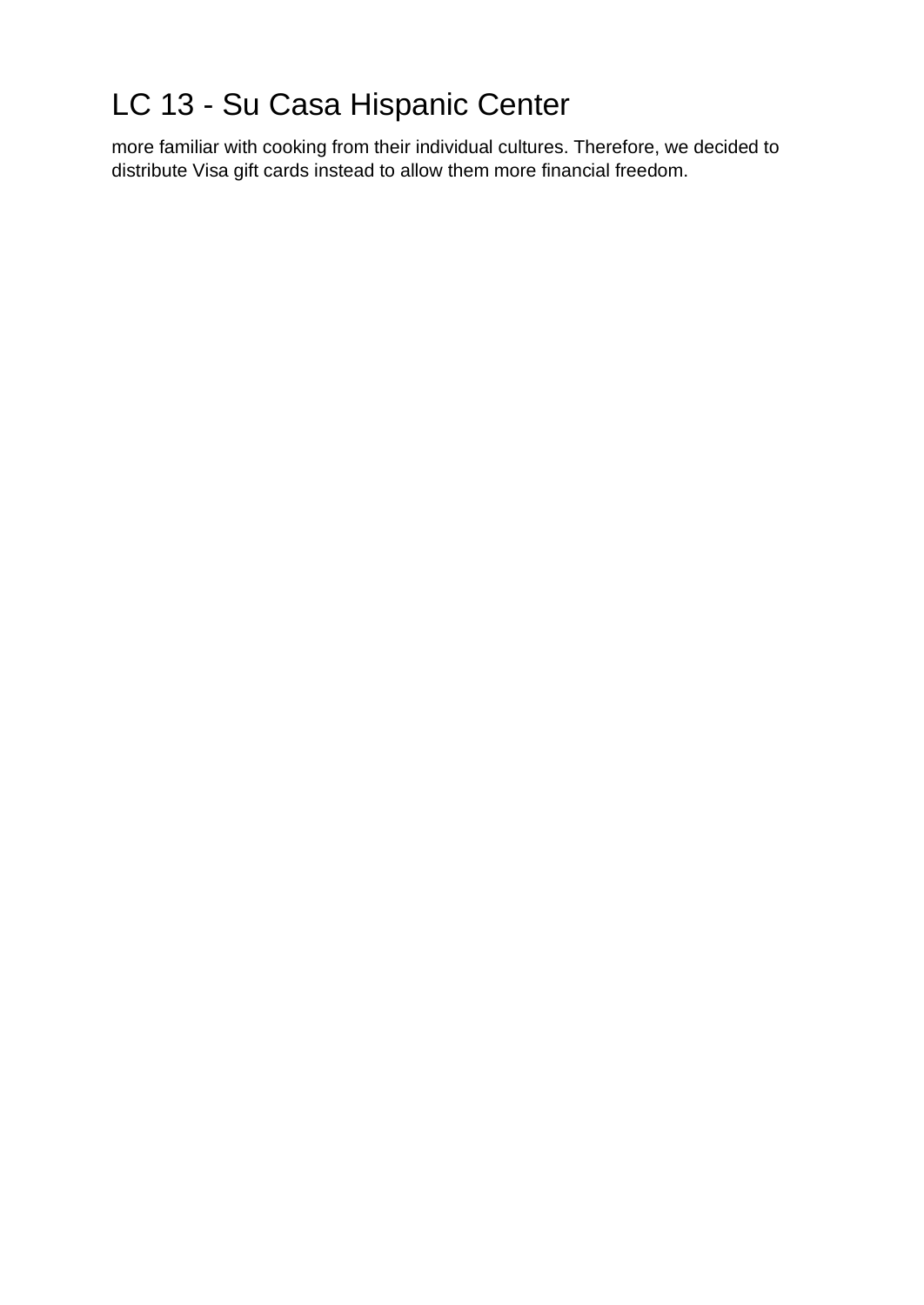more familiar with cooking from their individual cultures. Therefore, we decided to distribute Visa gift cards instead to allow them more financial freedom.